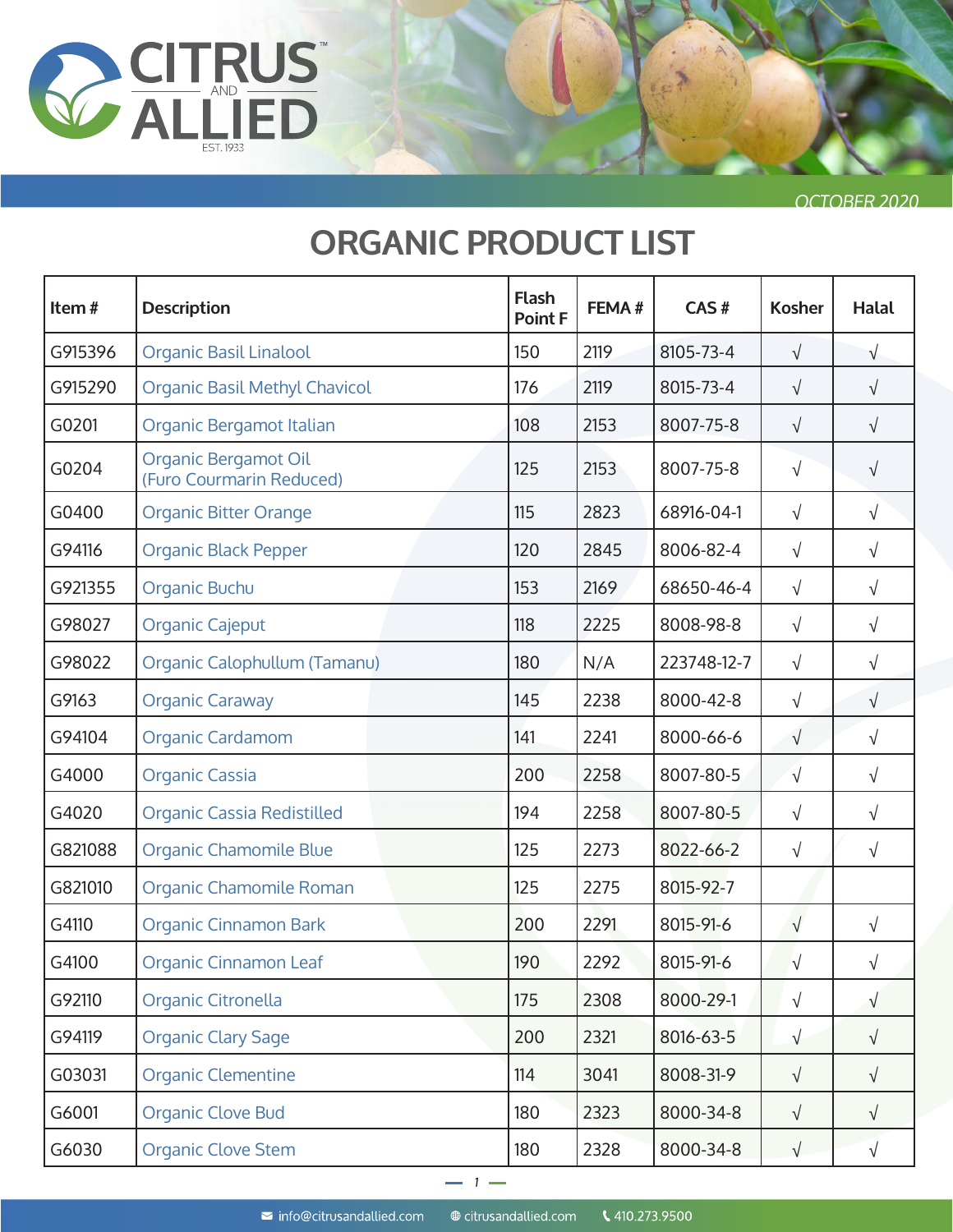CITRUS AND ALLIED EST. 1933

OCTOBER 2020

# ORGANIC PRODUCT LIST

| Item # | Description | Flash Point F | FEMA # | CAS # | Kosher | Halal |
|---|---|---|---|---|---|---|
| G915396 | Organic Basil Linalool | 150 | 2119 | 8105-73-4 | √ | √ |
| G915290 | Organic Basil Methyl Chavicol | 176 | 2119 | 8015-73-4 | √ | √ |
| G0201 | Organic Bergamot Italian | 108 | 2153 | 8007-75-8 | √ | √ |
| G0204 | Organic Bergamot Oil (Furo Courmarin Reduced) | 125 | 2153 | 8007-75-8 | √ | √ |
| G0400 | Organic Bitter Orange | 115 | 2823 | 68916-04-1 | √ | √ |
| G94116 | Organic Black Pepper | 120 | 2845 | 8006-82-4 | √ | √ |
| G921355 | Organic Buchu | 153 | 2169 | 68650-46-4 | √ | √ |
| G98027 | Organic Cajeput | 118 | 2225 | 8008-98-8 | √ | √ |
| G98022 | Organic Calophullum (Tamanu) | 180 | N/A | 223748-12-7 | √ | √ |
| G9163 | Organic Caraway | 145 | 2238 | 8000-42-8 | √ | √ |
| G94104 | Organic Cardamom | 141 | 2241 | 8000-66-6 | √ | √ |
| G4000 | Organic Cassia | 200 | 2258 | 8007-80-5 | √ | √ |
| G4020 | Organic Cassia Redistilled | 194 | 2258 | 8007-80-5 | √ | √ |
| G821088 | Organic Chamomile Blue | 125 | 2273 | 8022-66-2 | √ | √ |
| G821010 | Organic Chamomile Roman | 125 | 2275 | 8015-92-7 | | |
| G4110 | Organic Cinnamon Bark | 200 | 2291 | 8015-91-6 | √ | √ |
| G4100 | Organic Cinnamon Leaf | 190 | 2292 | 8015-91-6 | √ | √ |
| G92110 | Organic Citronella | 175 | 2308 | 8000-29-1 | √ | √ |
| G94119 | Organic Clary Sage | 200 | 2321 | 8016-63-5 | √ | √ |
| G03031 | Organic Clementine | 114 | 3041 | 8008-31-9 | √ | √ |
| G6001 | Organic Clove Bud | 180 | 2323 | 8000-34-8 | √ | √ |
| G6030 | Organic Clove Stem | 180 | 2328 | 8000-34-8 | √ | √ |

info@citrusandallied.com citrusandallied.com 410.273.9500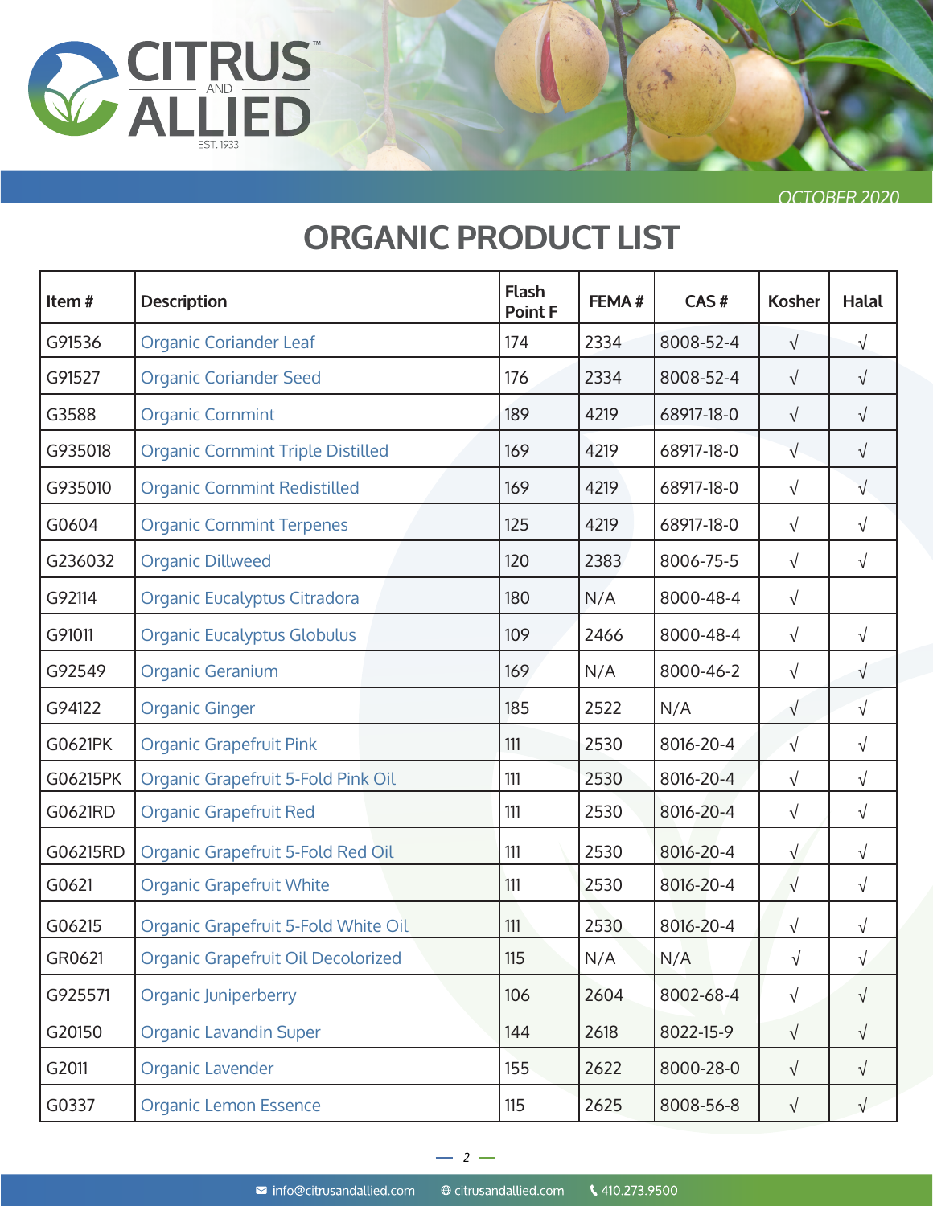OCTOBER 2020

# ORGANIC PRODUCT LIST

| Item # | Description | Flash Point F | FEMA # | CAS # | Kosher | Halal |
|---|---|---|---|---|---|---|
| G91536 | Organic Coriander Leaf | 174 | 2334 | 8008-52-4 | √ | √ |
| G91527 | Organic Coriander Seed | 176 | 2334 | 8008-52-4 | √ | √ |
| G3588 | Organic Cornmint | 189 | 4219 | 68917-18-0 | √ | √ |
| G935018 | Organic Cornmint Triple Distilled | 169 | 4219 | 68917-18-0 | √ | √ |
| G935010 | Organic Cornmint Redistilled | 169 | 4219 | 68917-18-0 | √ | √ |
| G0604 | Organic Cornmint Terpenes | 125 | 4219 | 68917-18-0 | √ | √ |
| G236032 | Organic Dillweed | 120 | 2383 | 8006-75-5 | √ | √ |
| G92114 | Organic Eucalyptus Citradora | 180 | N/A | 8000-48-4 | √ | |
| G91011 | Organic Eucalyptus Globulus | 109 | 2466 | 8000-48-4 | √ | √ |
| G92549 | Organic Geranium | 169 | N/A | 8000-46-2 | √ | √ |
| G94122 | Organic Ginger | 185 | 2522 | N/A | √ | √ |
| G0621PK | Organic Grapefruit Pink | 111 | 2530 | 8016-20-4 | √ | √ |
| G06215PK | Organic Grapefruit 5-Fold Pink Oil | 111 | 2530 | 8016-20-4 | √ | √ |
| G0621RD | Organic Grapefruit Red | 111 | 2530 | 8016-20-4 | √ | √ |
| G06215RD | Organic Grapefruit 5-Fold Red Oil | 111 | 2530 | 8016-20-4 | √ | √ |
| G0621 | Organic Grapefruit White | 111 | 2530 | 8016-20-4 | √ | √ |
| G06215 | Organic Grapefruit 5-Fold White Oil | 111 | 2530 | 8016-20-4 | √ | √ |
| GR0621 | Organic Grapefruit Oil Decolorized | 115 | N/A | N/A | √ | √ |
| G925571 | Organic Juniperberry | 106 | 2604 | 8002-68-4 | √ | √ |
| G20150 | Organic Lavandin Super | 144 | 2618 | 8022-15-9 | √ | √ |
| G2011 | Organic Lavender | 155 | 2622 | 8000-28-0 | √ | √ |
| G0337 | Organic Lemon Essence | 115 | 2625 | 8008-56-8 | √ | √ |

info@citrusandallied.com citrusandallied.com 410.273.9500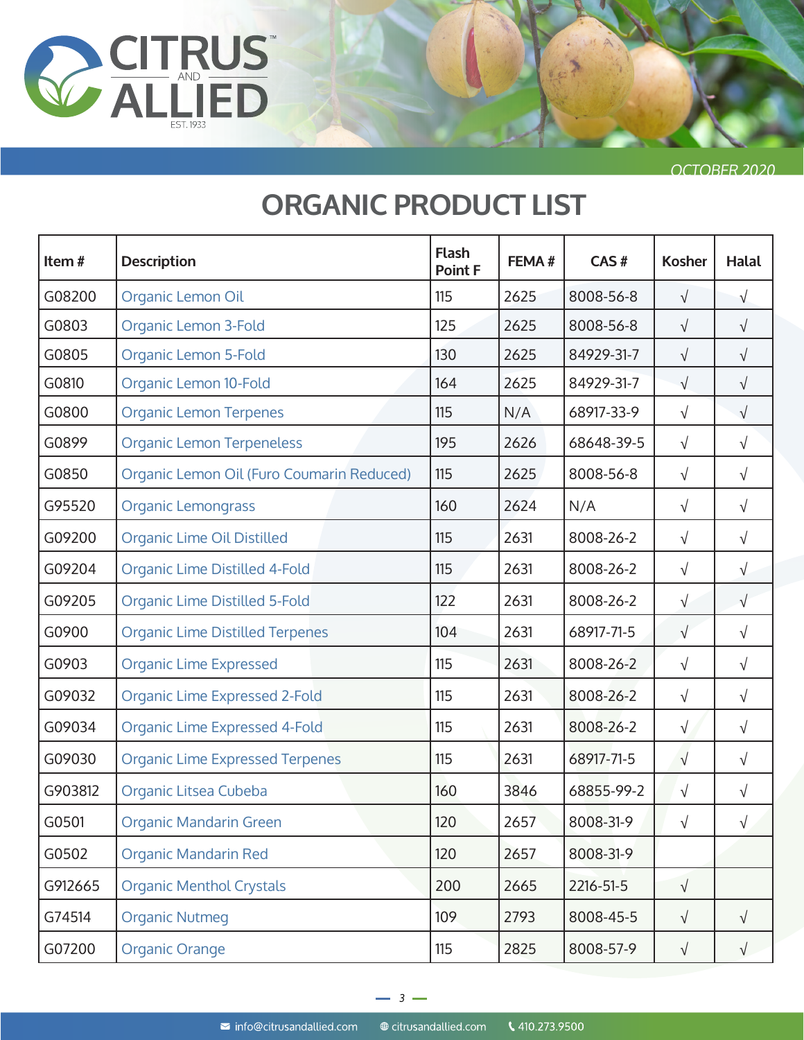# ORGANIC PRODUCT LIST

OCTOBER 2020

| Item # | Description | Flash Point F | FEMA # | CAS # | Kosher | Halal |
|---|---|---|---|---|---|---|
| G08200 | Organic Lemon Oil | 115 | 2625 | 8008-56-8 | √ | √ |
| G0803 | Organic Lemon 3-Fold | 125 | 2625 | 8008-56-8 | √ | √ |
| G0805 | Organic Lemon 5-Fold | 130 | 2625 | 84929-31-7 | √ | √ |
| G0810 | Organic Lemon 10-Fold | 164 | 2625 | 84929-31-7 | √ | √ |
| G0800 | Organic Lemon Terpenes | 115 | N/A | 68917-33-9 | √ | √ |
| G0899 | Organic Lemon Terpeneless | 195 | 2626 | 68648-39-5 | √ | √ |
| G0850 | Organic Lemon Oil (Furo Coumarin Reduced) | 115 | 2625 | 8008-56-8 | √ | √ |
| G95520 | Organic Lemongrass | 160 | 2624 | N/A | √ | √ |
| G09200 | Organic Lime Oil Distilled | 115 | 2631 | 8008-26-2 | √ | √ |
| G09204 | Organic Lime Distilled 4-Fold | 115 | 2631 | 8008-26-2 | √ | √ |
| G09205 | Organic Lime Distilled 5-Fold | 122 | 2631 | 8008-26-2 | √ | √ |
| G0900 | Organic Lime Distilled Terpenes | 104 | 2631 | 68917-71-5 | √ | √ |
| G0903 | Organic Lime Expressed | 115 | 2631 | 8008-26-2 | √ | √ |
| G09032 | Organic Lime Expressed 2-Fold | 115 | 2631 | 8008-26-2 | √ | √ |
| G09034 | Organic Lime Expressed 4-Fold | 115 | 2631 | 8008-26-2 | √ | √ |
| G09030 | Organic Lime Expressed Terpenes | 115 | 2631 | 68917-71-5 | √ | √ |
| G903812 | Organic Litsea Cubeba | 160 | 3846 | 68855-99-2 | √ | √ |
| G0501 | Organic Mandarin Green | 120 | 2657 | 8008-31-9 | √ | √ |
| G0502 | Organic Mandarin Red | 120 | 2657 | 8008-31-9 | | |
| G912665 | Organic Menthol Crystals | 200 | 2665 | 2216-51-5 | √ | |
| G74514 | Organic Nutmeg | 109 | 2793 | 8008-45-5 | √ | √ |
| G07200 | Organic Orange | 115 | 2825 | 8008-57-9 | √ | √ |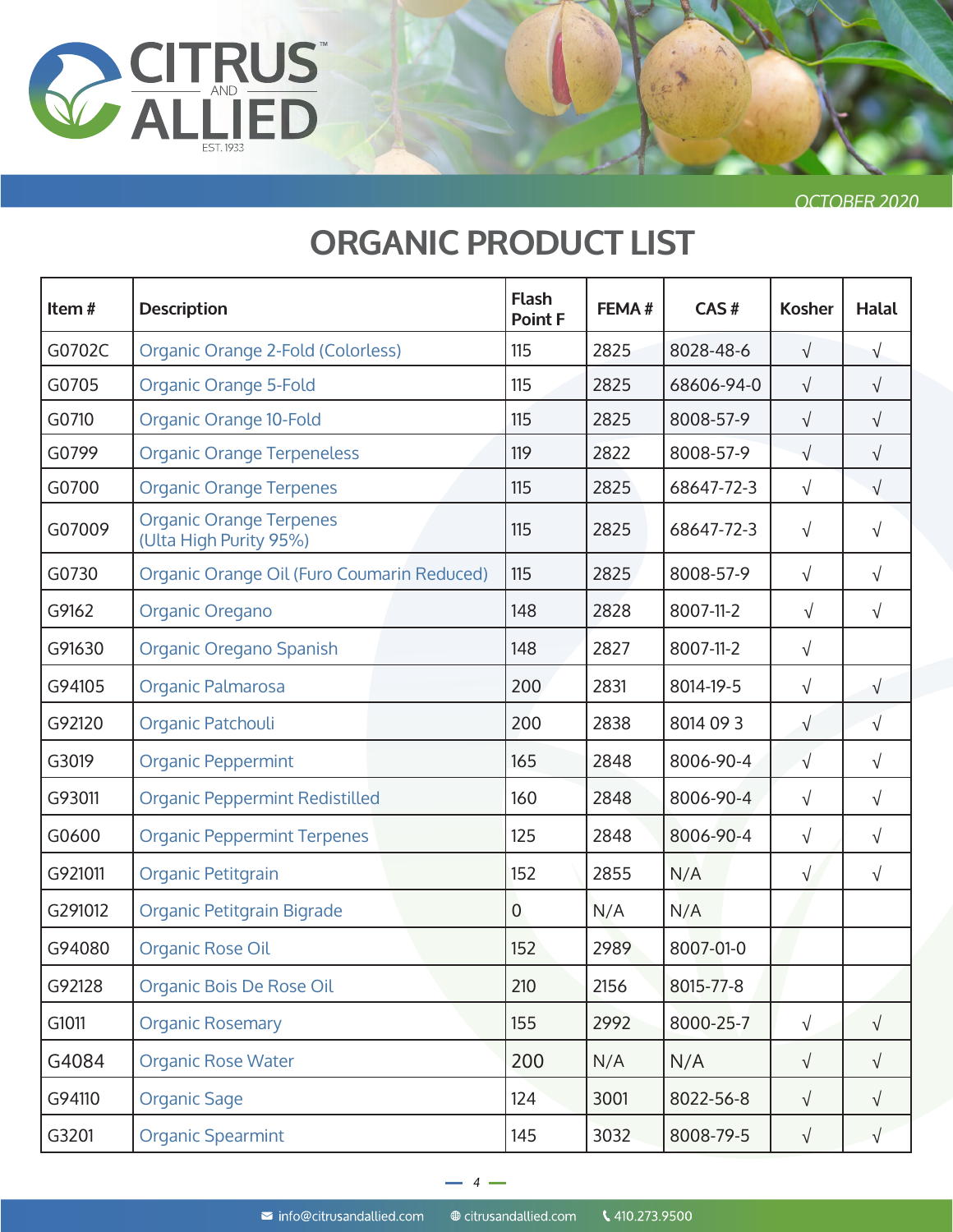CITRUS AND ALLIED EST. 1933

OCTOBER 2020

# ORGANIC PRODUCT LIST

| Item # | Description | Flash Point F | FEMA # | CAS # | Kosher | Halal |
|---|---|---|---|---|---|---|
| G0702C | Organic Orange 2-Fold (Colorless) | 115 | 2825 | 8028-48-6 | √ | √ |
| G0705 | Organic Orange 5-Fold | 115 | 2825 | 68606-94-0 | √ | √ |
| G0710 | Organic Orange 10-Fold | 115 | 2825 | 8008-57-9 | √ | √ |
| G0799 | Organic Orange Terpeneless | 119 | 2822 | 8008-57-9 | √ | √ |
| G0700 | Organic Orange Terpenes | 115 | 2825 | 68647-72-3 | √ | √ |
| G07009 | Organic Orange Terpenes (Ulta High Purity 95%) | 115 | 2825 | 68647-72-3 | √ | √ |
| G0730 | Organic Orange Oil (Furo Coumarin Reduced) | 115 | 2825 | 8008-57-9 | √ | √ |
| G9162 | Organic Oregano | 148 | 2828 | 8007-11-2 | √ | √ |
| G91630 | Organic Oregano Spanish | 148 | 2827 | 8007-11-2 | √ | |
| G94105 | Organic Palmarosa | 200 | 2831 | 8014-19-5 | √ | √ |
| G92120 | Organic Patchouli | 200 | 2838 | 8014 09 3 | √ | √ |
| G3019 | Organic Peppermint | 165 | 2848 | 8006-90-4 | √ | √ |
| G93011 | Organic Peppermint Redistilled | 160 | 2848 | 8006-90-4 | √ | √ |
| G0600 | Organic Peppermint Terpenes | 125 | 2848 | 8006-90-4 | √ | √ |
| G921011 | Organic Petitgrain | 152 | 2855 | N/A | √ | √ |
| G291012 | Organic Petitgrain Bigrade | 0 | N/A | N/A | | |
| G94080 | Organic Rose Oil | 152 | 2989 | 8007-01-0 | | |
| G92128 | Organic Bois De Rose Oil | 210 | 2156 | 8015-77-8 | | |
| G1011 | Organic Rosemary | 155 | 2992 | 8000-25-7 | √ | √ |
| G4084 | Organic Rose Water | 200 | N/A | N/A | √ | √ |
| G94110 | Organic Sage | 124 | 3001 | 8022-56-8 | √ | √ |
| G3201 | Organic Spearmint | 145 | 3032 | 8008-79-5 | √ | √ |

info@citrusandallied.com   citrusandallied.com   410.273.9500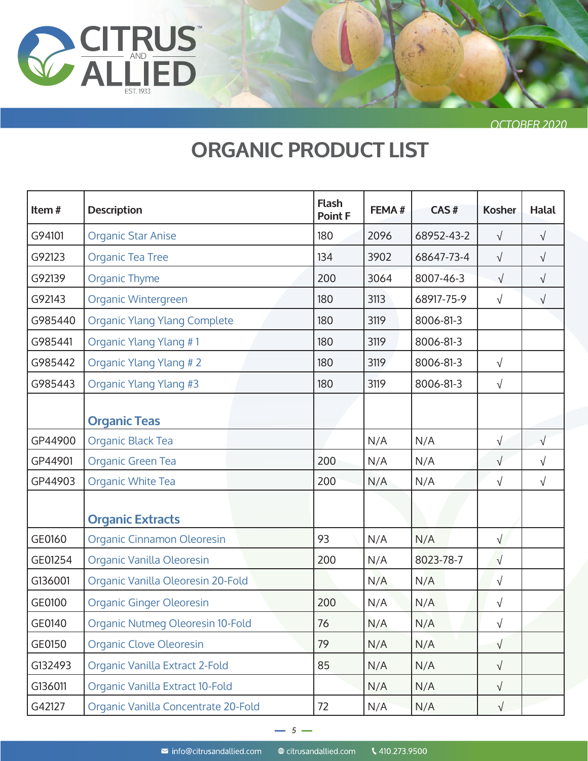OCTOBER 2020

# ORGANIC PRODUCT LIST

| Item # | Description | Flash Point F | FEMA # | CAS # | Kosher | Halal |
|---|---|---|---|---|---|---|
| G94101 | Organic Star Anise | 180 | 2096 | 68952-43-2 | √ | √ |
| G92123 | Organic Tea Tree | 134 | 3902 | 68647-73-4 | √ | √ |
| G92139 | Organic Thyme | 200 | 3064 | 8007-46-3 | √ | √ |
| G92143 | Organic Wintergreen | 180 | 3113 | 68917-75-9 | √ | √ |
| G985440 | Organic Ylang Ylang Complete | 180 | 3119 | 8006-81-3 | | |
| G985441 | Organic Ylang Ylang # 1 | 180 | 3119 | 8006-81-3 | | |
| G985442 | Organic Ylang Ylang # 2 | 180 | 3119 | 8006-81-3 | √ | |
| G985443 | Organic Ylang Ylang #3 | 180 | 3119 | 8006-81-3 | √ | |
| | **Organic Teas** | | | | | |
| GP44900 | Organic Black Tea | | N/A | N/A | √ | √ |
| GP44901 | Organic Green Tea | 200 | N/A | N/A | √ | √ |
| GP44903 | Organic White Tea | 200 | N/A | N/A | √ | √ |
| | **Organic Extracts** | | | | | |
| GE0160 | Organic Cinnamon Oleoresin | 93 | N/A | N/A | √ | |
| GE01254 | Organic Vanilla Oleoresin | 200 | N/A | 8023-78-7 | √ | |
| G136001 | Organic Vanilla Oleoresin 20-Fold | | N/A | N/A | √ | |
| GE0100 | Organic Ginger Oleoresin | 200 | N/A | N/A | √ | |
| GE0140 | Organic Nutmeg Oleoresin 10-Fold | 76 | N/A | N/A | √ | |
| GE0150 | Organic Clove Oleoresin | 79 | N/A | N/A | √ | |
| G132493 | Organic Vanilla Extract 2-Fold | 85 | N/A | N/A | √ | |
| G136011 | Organic Vanilla Extract 10-Fold | | N/A | N/A | √ | |
| G42127 | Organic Vanilla Concentrate 20-Fold | 72 | N/A | N/A | √ | |

info@citrusandallied.com citrusandallied.com 410.273.9500